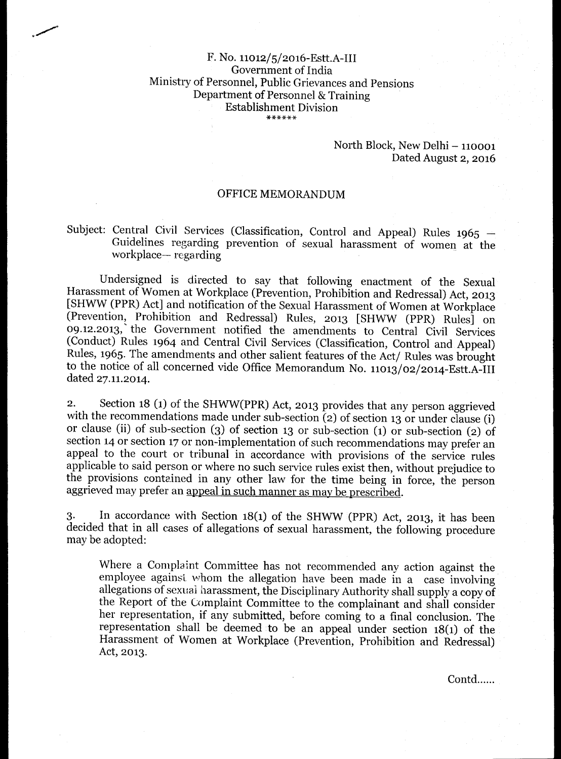F. No. 11012/5/2016-Estt.A-III
Government of India
Ministry of Personnel, Public Grievances and Pensions
Department of Personnel & Training
Establishment Division
******

North Block, New Delhi – 110001
Dated August 2, 2016

## OFFICE MEMORANDUM

Subject: Central Civil Services (Classification, Control and Appeal) Rules 1965 – Guidelines regarding prevention of sexual harassment of women at the workplace– regarding

Undersigned is directed to say that following enactment of the Sexual Harassment of Women at Workplace (Prevention, Prohibition and Redressal) Act, 2013 [SHWW (PPR) Act] and notification of the Sexual Harassment of Women at Workplace (Prevention, Prohibition and Redressal) Rules, 2013 [SHWW (PPR) Rules] on 09.12.2013, the Government notified the amendments to Central Civil Services (Conduct) Rules 1964 and Central Civil Services (Classification, Control and Appeal) Rules, 1965. The amendments and other salient features of the Act/ Rules was brought to the notice of all concerned vide Office Memorandum No. 11013/02/2014-Estt.A-III dated 27.11.2014.

2. Section 18 (1) of the SHWW(PPR) Act, 2013 provides that any person aggrieved with the recommendations made under sub-section (2) of section 13 or under clause (i) or clause (ii) of sub-section (3) of section 13 or sub-section (1) or sub-section (2) of section 14 or section 17 or non-implementation of such recommendations may prefer an appeal to the court or tribunal in accordance with provisions of the service rules applicable to said person or where no such service rules exist then, without prejudice to the provisions contained in any other law for the time being in force, the person aggrieved may prefer an <u>appeal in such manner as may be prescribed</u>.

3. In accordance with Section 18(1) of the SHWW (PPR) Act, 2013, it has been decided that in all cases of allegations of sexual harassment, the following procedure may be adopted:

> Where a Complaint Committee has not recommended any action against the employee against whom the allegation have been made in a case involving allegations of sexual harassment, the Disciplinary Authority shall supply a copy of the Report of the Complaint Committee to the complainant and shall consider her representation, if any submitted, before coming to a final conclusion. The representation shall be deemed to be an appeal under section 18(1) of the Harassment of Women at Workplace (Prevention, Prohibition and Redressal) Act, 2013.

Contd......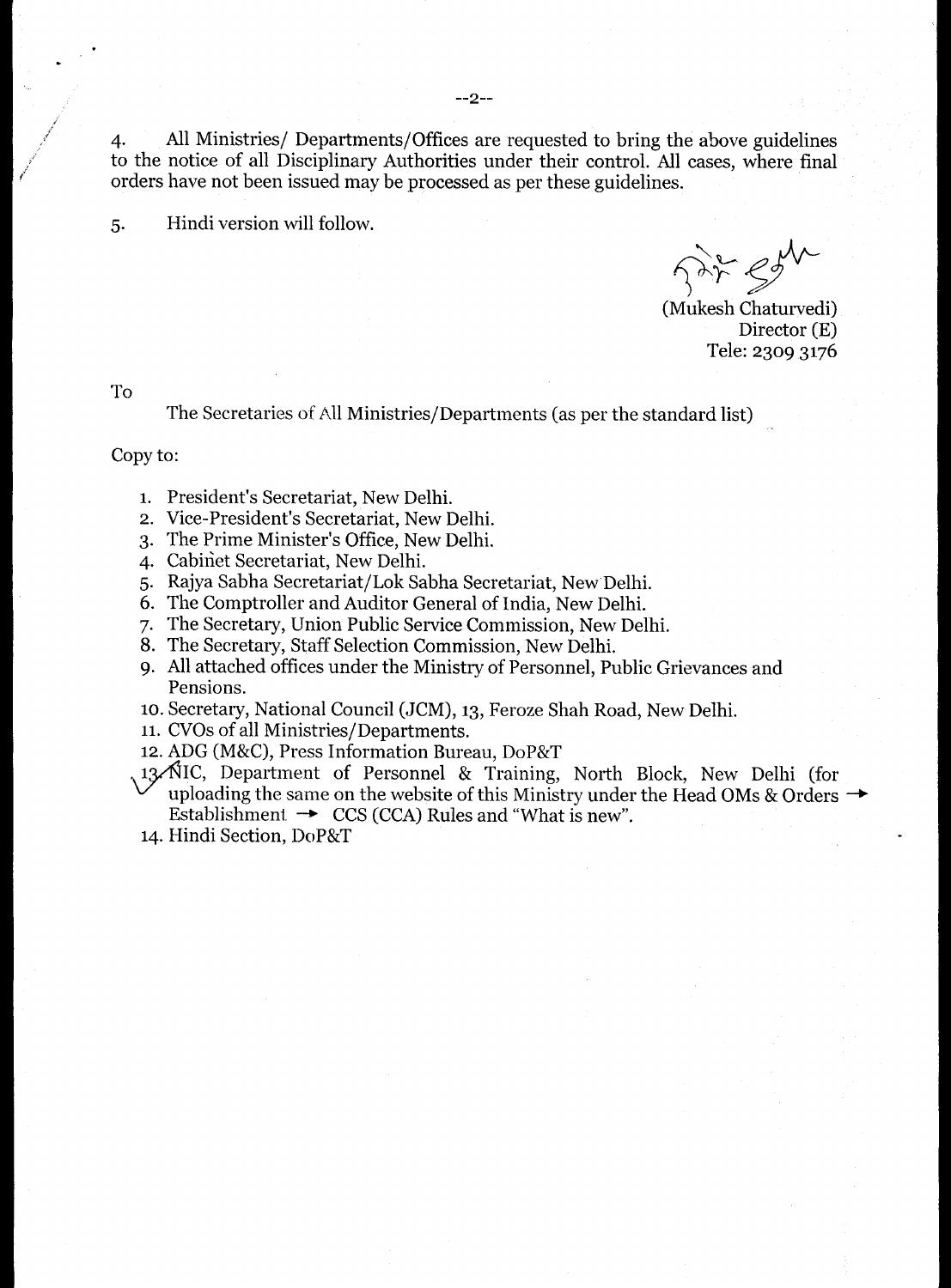4. All Ministries/ Departments/Offices are requested to bring the above guidelines to the notice of all Disciplinary Authorities under their control. All cases, where final orders have not been issued may be processed as per these guidelines.

5. Hindi version will follow.

(Mukesh Chaturvedi)
Director (E)
Tele: 2309 3176

To

The Secretaries of All Ministries/Departments (as per the standard list)

Copy to:

1. President's Secretariat, New Delhi.
2. Vice-President's Secretariat, New Delhi.
3. The Prime Minister's Office, New Delhi.
4. Cabinet Secretariat, New Delhi.
5. Rajya Sabha Secretariat/Lok Sabha Secretariat, New Delhi.
6. The Comptroller and Auditor General of India, New Delhi.
7. The Secretary, Union Public Service Commission, New Delhi.
8. The Secretary, Staff Selection Commission, New Delhi.
9. All attached offices under the Ministry of Personnel, Public Grievances and Pensions.
10. Secretary, National Council (JCM), 13, Feroze Shah Road, New Delhi.
11. CVOs of all Ministries/Departments.
12. ADG (M&C), Press Information Bureau, DoP&T
13. NIC, Department of Personnel & Training, North Block, New Delhi (for uploading the same on the website of this Ministry under the Head OMs & Orders → Establishment → CCS (CCA) Rules and "What is new".
14. Hindi Section, DoP&T